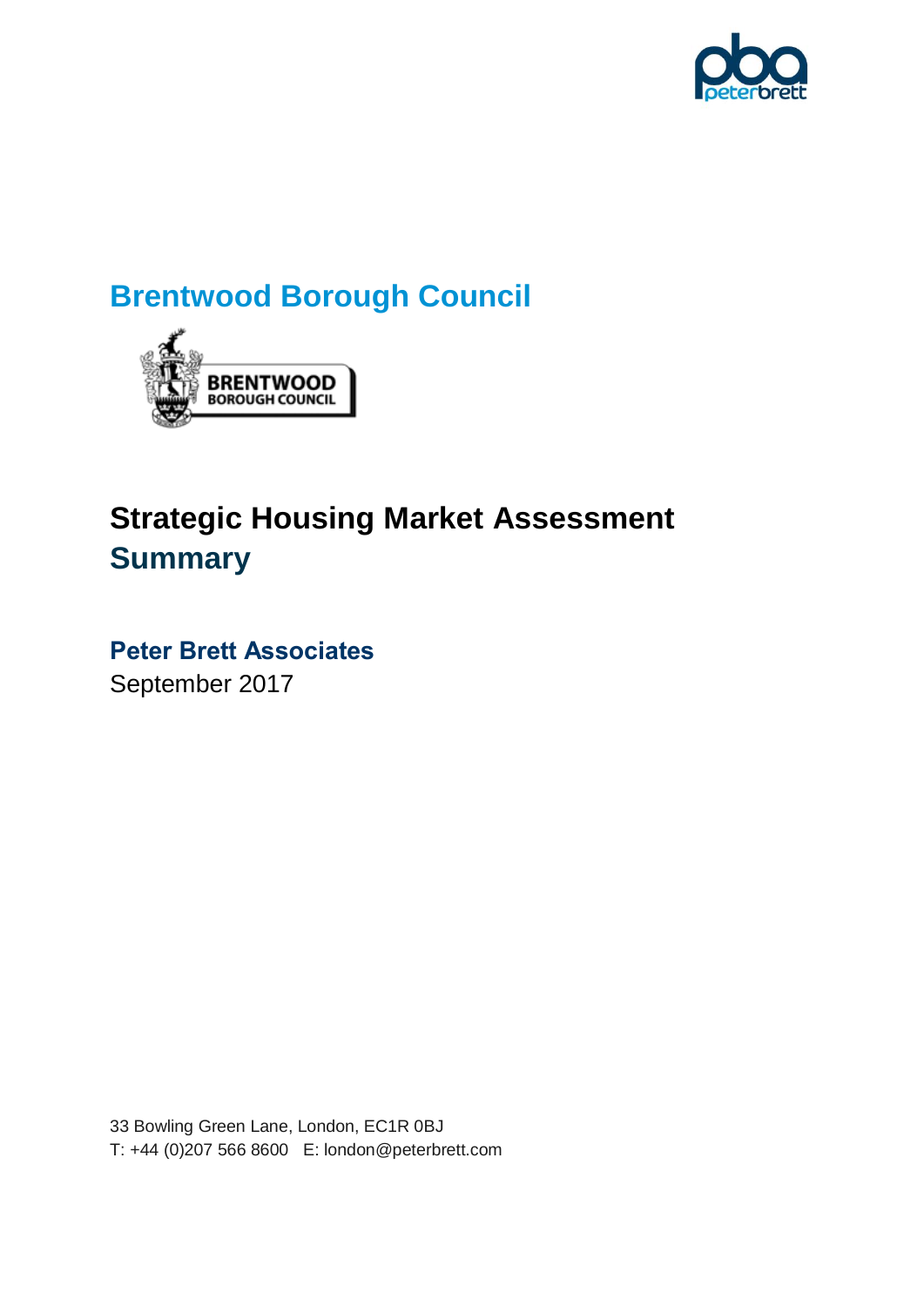## Brentwood Borough Council

# Strategic Housing Market Assessment Summary

**Peter Brett Associates**
September 2017

33 Bowling Green Lane, London, EC1R 0BJ
T: +44 (0)207 566 8600 E: london@peterbrett.com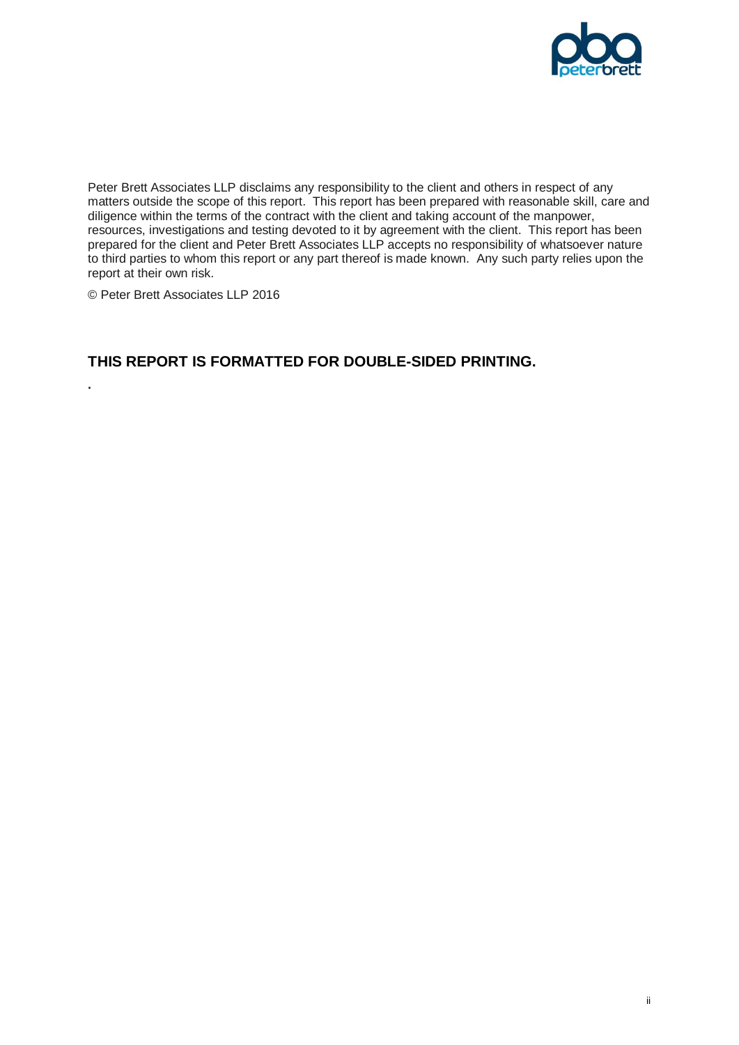Peter Brett Associates LLP disclaims any responsibility to the client and others in respect of any matters outside the scope of this report. This report has been prepared with reasonable skill, care and diligence within the terms of the contract with the client and taking account of the manpower, resources, investigations and testing devoted to it by agreement with the client. This report has been prepared for the client and Peter Brett Associates LLP accepts no responsibility of whatsoever nature to third parties to whom this report or any part thereof is made known. Any such party relies upon the report at their own risk.

© Peter Brett Associates LLP 2016

**THIS REPORT IS FORMATTED FOR DOUBLE-SIDED PRINTING.**

.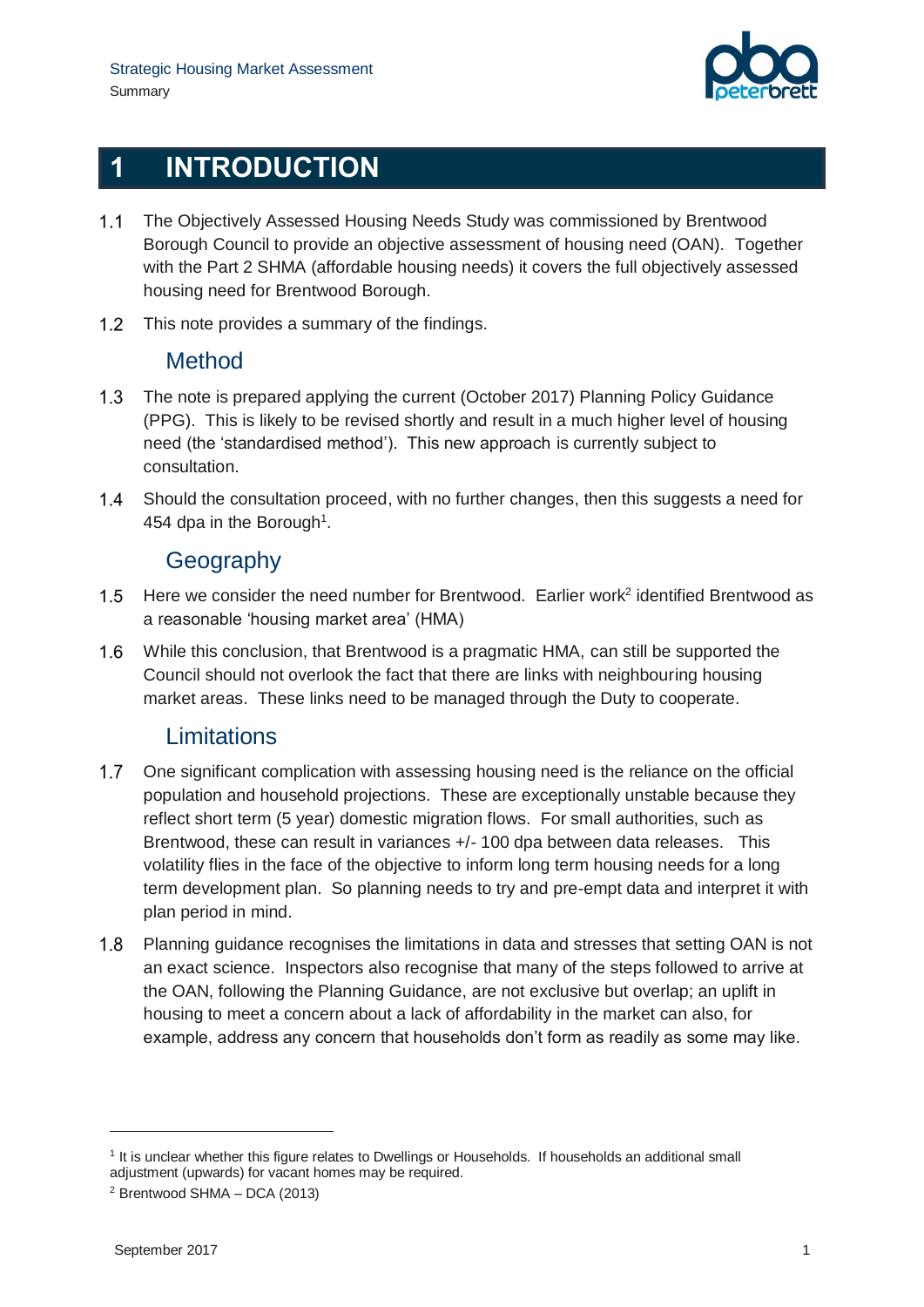# 1 INTRODUCTION

1.1 The Objectively Assessed Housing Needs Study was commissioned by Brentwood Borough Council to provide an objective assessment of housing need (OAN). Together with the Part 2 SHMA (affordable housing needs) it covers the full objectively assessed housing need for Brentwood Borough.

1.2 This note provides a summary of the findings.

## Method

1.3 The note is prepared applying the current (October 2017) Planning Policy Guidance (PPG). This is likely to be revised shortly and result in a much higher level of housing need (the 'standardised method'). This new approach is currently subject to consultation.

1.4 Should the consultation proceed, with no further changes, then this suggests a need for 454 dpa in the Borough[1].

## Geography

1.5 Here we consider the need number for Brentwood. Earlier work[2] identified Brentwood as a reasonable 'housing market area' (HMA)

1.6 While this conclusion, that Brentwood is a pragmatic HMA, can still be supported the Council should not overlook the fact that there are links with neighbouring housing market areas. These links need to be managed through the Duty to cooperate.

## Limitations

1.7 One significant complication with assessing housing need is the reliance on the official population and household projections. These are exceptionally unstable because they reflect short term (5 year) domestic migration flows. For small authorities, such as Brentwood, these can result in variances +/- 100 dpa between data releases. This volatility flies in the face of the objective to inform long term housing needs for a long term development plan. So planning needs to try and pre-empt data and interpret it with plan period in mind.

1.8 Planning guidance recognises the limitations in data and stresses that setting OAN is not an exact science. Inspectors also recognise that many of the steps followed to arrive at the OAN, following the Planning Guidance, are not exclusive but overlap; an uplift in housing to meet a concern about a lack of affordability in the market can also, for example, address any concern that households don't form as readily as some may like.

---

[1] It is unclear whether this figure relates to Dwellings or Households. If households an additional small adjustment (upwards) for vacant homes may be required.

[2] Brentwood SHMA – DCA (2013)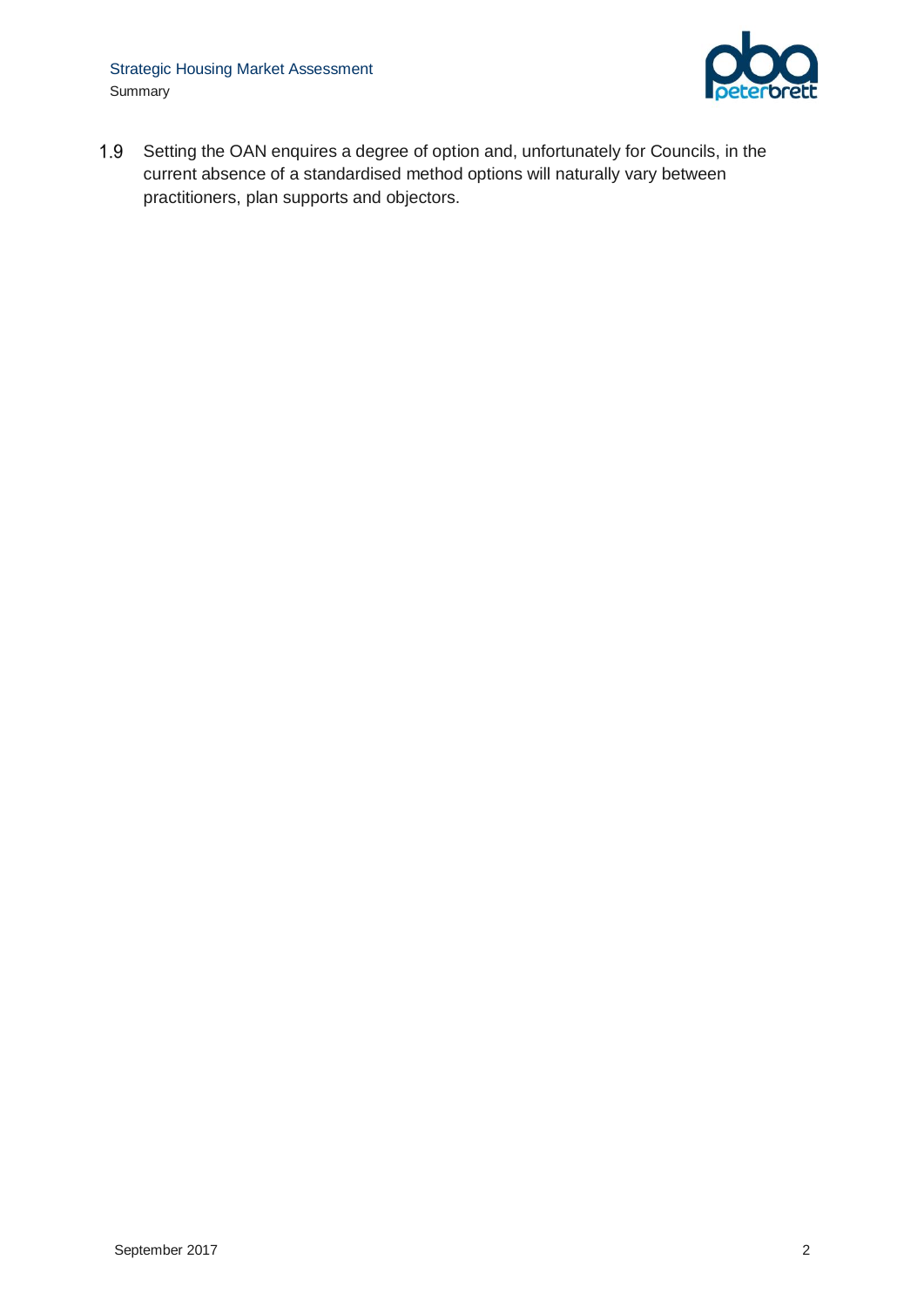1.9 Setting the OAN enquires a degree of option and, unfortunately for Councils, in the current absence of a standardised method options will naturally vary between practitioners, plan supports and objectors.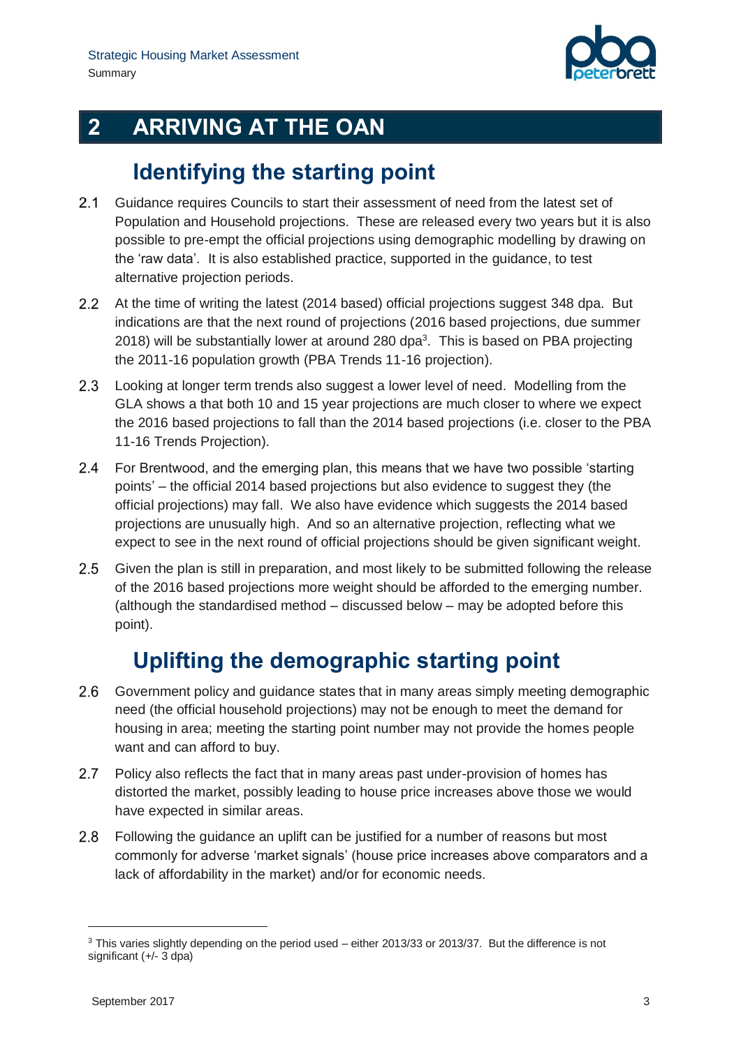# 2 ARRIVING AT THE OAN

## Identifying the starting point

2.1 Guidance requires Councils to start their assessment of need from the latest set of Population and Household projections. These are released every two years but it is also possible to pre-empt the official projections using demographic modelling by drawing on the 'raw data'. It is also established practice, supported in the guidance, to test alternative projection periods.

2.2 At the time of writing the latest (2014 based) official projections suggest 348 dpa. But indications are that the next round of projections (2016 based projections, due summer 2018) will be substantially lower at around 280 dpa[3]. This is based on PBA projecting the 2011-16 population growth (PBA Trends 11-16 projection).

2.3 Looking at longer term trends also suggest a lower level of need. Modelling from the GLA shows a that both 10 and 15 year projections are much closer to where we expect the 2016 based projections to fall than the 2014 based projections (i.e. closer to the PBA 11-16 Trends Projection).

2.4 For Brentwood, and the emerging plan, this means that we have two possible 'starting points' – the official 2014 based projections but also evidence to suggest they (the official projections) may fall. We also have evidence which suggests the 2014 based projections are unusually high. And so an alternative projection, reflecting what we expect to see in the next round of official projections should be given significant weight.

2.5 Given the plan is still in preparation, and most likely to be submitted following the release of the 2016 based projections more weight should be afforded to the emerging number. (although the standardised method – discussed below – may be adopted before this point).

## Uplifting the demographic starting point

2.6 Government policy and guidance states that in many areas simply meeting demographic need (the official household projections) may not be enough to meet the demand for housing in area; meeting the starting point number may not provide the homes people want and can afford to buy.

2.7 Policy also reflects the fact that in many areas past under-provision of homes has distorted the market, possibly leading to house price increases above those we would have expected in similar areas.

2.8 Following the guidance an uplift can be justified for a number of reasons but most commonly for adverse 'market signals' (house price increases above comparators and a lack of affordability in the market) and/or for economic needs.

---

[3] This varies slightly depending on the period used – either 2013/33 or 2013/37. But the difference is not significant (+/- 3 dpa)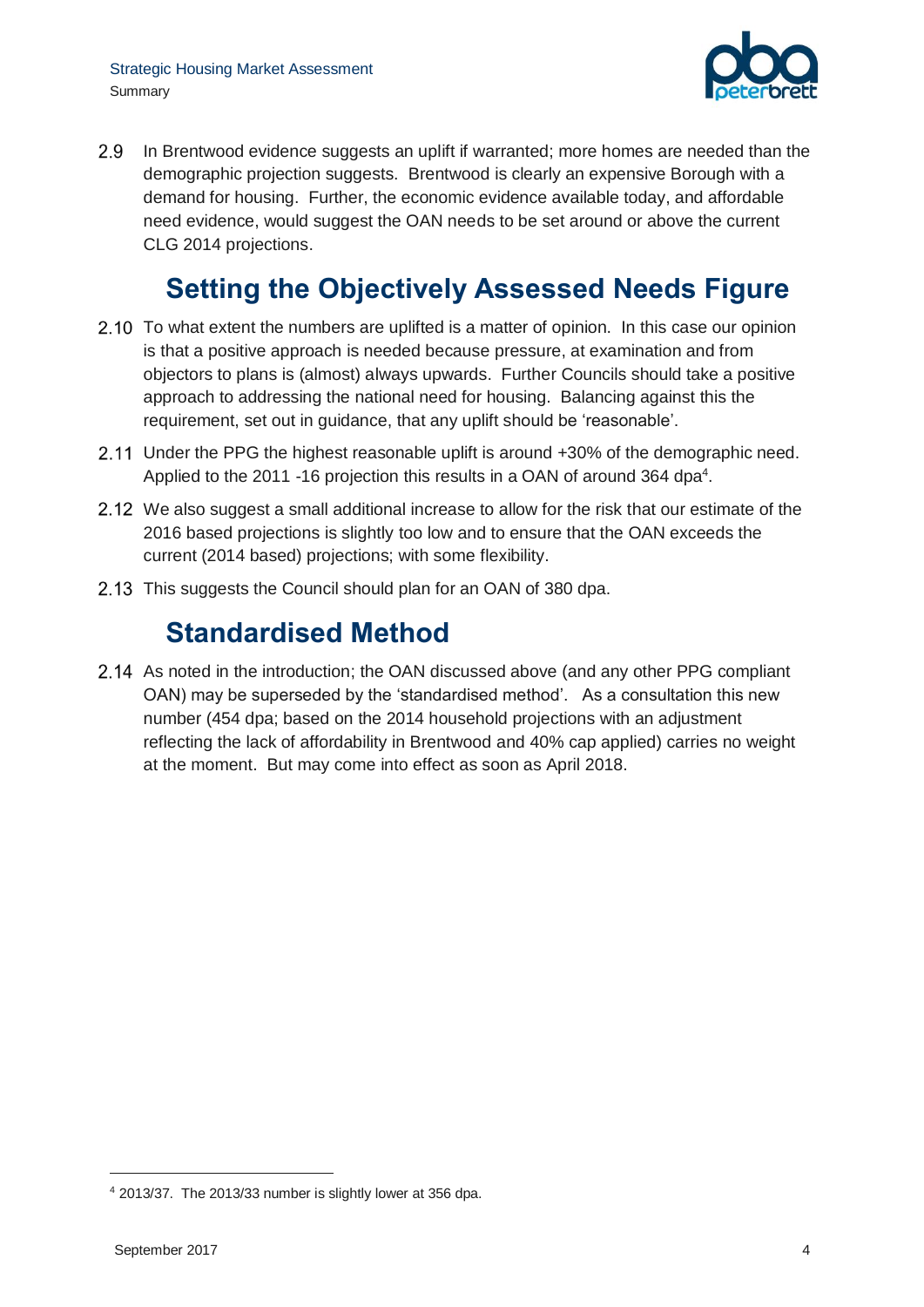2.9 In Brentwood evidence suggests an uplift if warranted; more homes are needed than the demographic projection suggests. Brentwood is clearly an expensive Borough with a demand for housing. Further, the economic evidence available today, and affordable need evidence, would suggest the OAN needs to be set around or above the current CLG 2014 projections.

## Setting the Objectively Assessed Needs Figure

2.10 To what extent the numbers are uplifted is a matter of opinion. In this case our opinion is that a positive approach is needed because pressure, at examination and from objectors to plans is (almost) always upwards. Further Councils should take a positive approach to addressing the national need for housing. Balancing against this the requirement, set out in guidance, that any uplift should be 'reasonable'.

2.11 Under the PPG the highest reasonable uplift is around +30% of the demographic need. Applied to the 2011 -16 projection this results in a OAN of around 364 dpa[4].

2.12 We also suggest a small additional increase to allow for the risk that our estimate of the 2016 based projections is slightly too low and to ensure that the OAN exceeds the current (2014 based) projections; with some flexibility.

2.13 This suggests the Council should plan for an OAN of 380 dpa.

## Standardised Method

2.14 As noted in the introduction; the OAN discussed above (and any other PPG compliant OAN) may be superseded by the 'standardised method'. As a consultation this new number (454 dpa; based on the 2014 household projections with an adjustment reflecting the lack of affordability in Brentwood and 40% cap applied) carries no weight at the moment. But may come into effect as soon as April 2018.

[4] 2013/37. The 2013/33 number is slightly lower at 356 dpa.